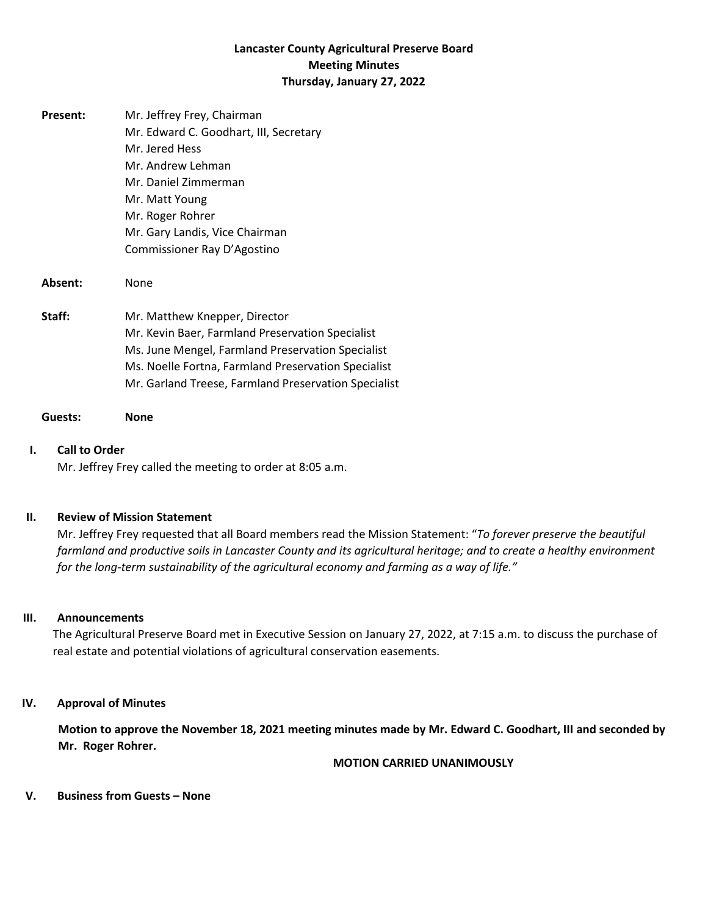# Lancaster County Agricultural Preserve Board
## Meeting Minutes
### Thursday, January 27, 2022

**Present:**
Mr. Jeffrey Frey, Chairman
Mr. Edward C. Goodhart, III, Secretary
Mr. Jered Hess
Mr. Andrew Lehman
Mr. Daniel Zimmerman
Mr. Matt Young
Mr. Roger Rohrer
Mr. Gary Landis, Vice Chairman
Commissioner Ray D'Agostino

**Absent:** None

**Staff:**
Mr. Matthew Knepper, Director
Mr. Kevin Baer, Farmland Preservation Specialist
Ms. June Mengel, Farmland Preservation Specialist
Ms. Noelle Fortna, Farmland Preservation Specialist
Mr. Garland Treese, Farmland Preservation Specialist

**Guests: None**

**I. Call to Order**

Mr. Jeffrey Frey called the meeting to order at 8:05 a.m.

**II. Review of Mission Statement**

Mr. Jeffrey Frey requested that all Board members read the Mission Statement: "*To forever preserve the beautiful farmland and productive soils in Lancaster County and its agricultural heritage; and to create a healthy environment for the long-term sustainability of the agricultural economy and farming as a way of life."*

**III. Announcements**

The Agricultural Preserve Board met in Executive Session on January 27, 2022, at 7:15 a.m. to discuss the purchase of real estate and potential violations of agricultural conservation easements.

**IV. Approval of Minutes**

**Motion to approve the November 18, 2021 meeting minutes made by Mr. Edward C. Goodhart, III and seconded by Mr. Roger Rohrer.**

**MOTION CARRIED UNANIMOUSLY**

**V. Business from Guests – None**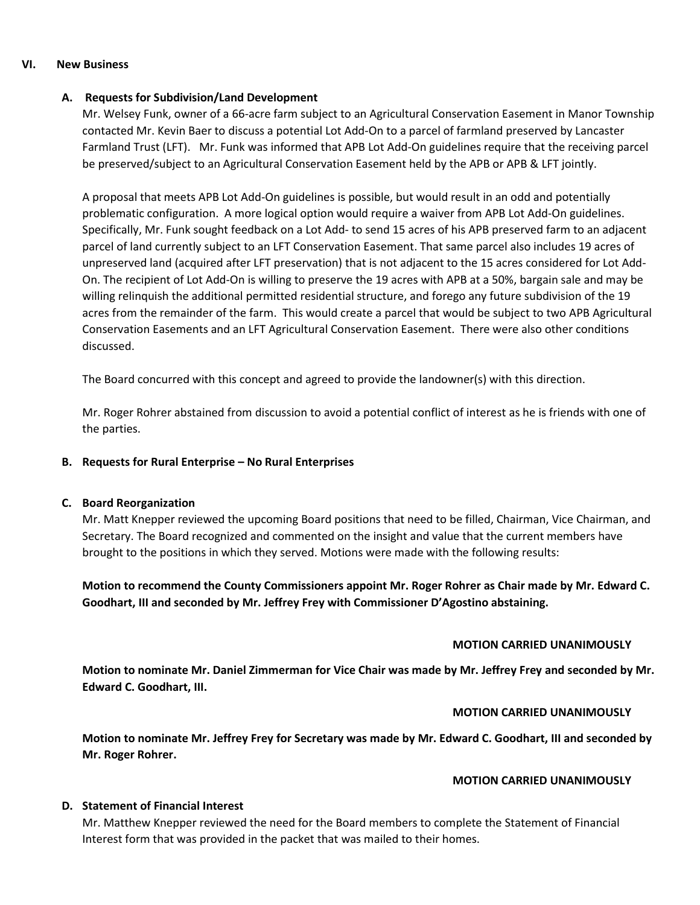## VI. New Business

### A. Requests for Subdivision/Land Development

Mr. Welsey Funk, owner of a 66-acre farm subject to an Agricultural Conservation Easement in Manor Township contacted Mr. Kevin Baer to discuss a potential Lot Add-On to a parcel of farmland preserved by Lancaster Farmland Trust (LFT). Mr. Funk was informed that APB Lot Add-On guidelines require that the receiving parcel be preserved/subject to an Agricultural Conservation Easement held by the APB or APB & LFT jointly.

A proposal that meets APB Lot Add-On guidelines is possible, but would result in an odd and potentially problematic configuration. A more logical option would require a waiver from APB Lot Add-On guidelines. Specifically, Mr. Funk sought feedback on a Lot Add- to send 15 acres of his APB preserved farm to an adjacent parcel of land currently subject to an LFT Conservation Easement. That same parcel also includes 19 acres of unpreserved land (acquired after LFT preservation) that is not adjacent to the 15 acres considered for Lot Add-On. The recipient of Lot Add-On is willing to preserve the 19 acres with APB at a 50%, bargain sale and may be willing relinquish the additional permitted residential structure, and forego any future subdivision of the 19 acres from the remainder of the farm. This would create a parcel that would be subject to two APB Agricultural Conservation Easements and an LFT Agricultural Conservation Easement. There were also other conditions discussed.

The Board concurred with this concept and agreed to provide the landowner(s) with this direction.

Mr. Roger Rohrer abstained from discussion to avoid a potential conflict of interest as he is friends with one of the parties.

### B. Requests for Rural Enterprise – No Rural Enterprises

### C. Board Reorganization

Mr. Matt Knepper reviewed the upcoming Board positions that need to be filled, Chairman, Vice Chairman, and Secretary. The Board recognized and commented on the insight and value that the current members have brought to the positions in which they served. Motions were made with the following results:

**Motion to recommend the County Commissioners appoint Mr. Roger Rohrer as Chair made by Mr. Edward C. Goodhart, III and seconded by Mr. Jeffrey Frey with Commissioner D'Agostino abstaining.**

**MOTION CARRIED UNANIMOUSLY**

**Motion to nominate Mr. Daniel Zimmerman for Vice Chair was made by Mr. Jeffrey Frey and seconded by Mr. Edward C. Goodhart, III.**

**MOTION CARRIED UNANIMOUSLY**

**Motion to nominate Mr. Jeffrey Frey for Secretary was made by Mr. Edward C. Goodhart, III and seconded by Mr. Roger Rohrer.**

**MOTION CARRIED UNANIMOUSLY**

### D. Statement of Financial Interest

Mr. Matthew Knepper reviewed the need for the Board members to complete the Statement of Financial Interest form that was provided in the packet that was mailed to their homes.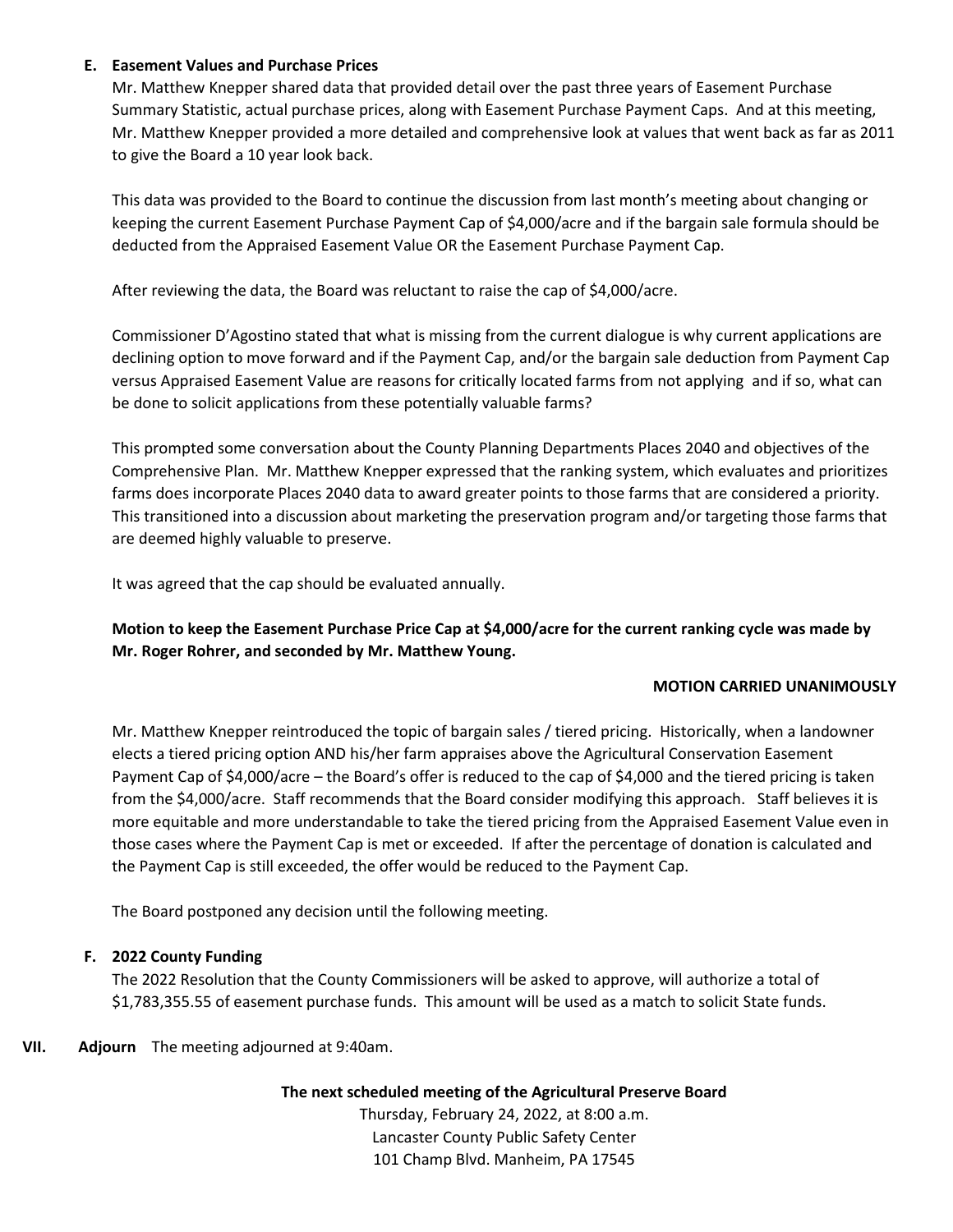**E. Easement Values and Purchase Prices**

Mr. Matthew Knepper shared data that provided detail over the past three years of Easement Purchase Summary Statistic, actual purchase prices, along with Easement Purchase Payment Caps. And at this meeting, Mr. Matthew Knepper provided a more detailed and comprehensive look at values that went back as far as 2011 to give the Board a 10 year look back.

This data was provided to the Board to continue the discussion from last month's meeting about changing or keeping the current Easement Purchase Payment Cap of $4,000/acre and if the bargain sale formula should be deducted from the Appraised Easement Value OR the Easement Purchase Payment Cap.

After reviewing the data, the Board was reluctant to raise the cap of $4,000/acre.

Commissioner D'Agostino stated that what is missing from the current dialogue is why current applications are declining option to move forward and if the Payment Cap, and/or the bargain sale deduction from Payment Cap versus Appraised Easement Value are reasons for critically located farms from not applying and if so, what can be done to solicit applications from these potentially valuable farms?

This prompted some conversation about the County Planning Departments Places 2040 and objectives of the Comprehensive Plan. Mr. Matthew Knepper expressed that the ranking system, which evaluates and prioritizes farms does incorporate Places 2040 data to award greater points to those farms that are considered a priority. This transitioned into a discussion about marketing the preservation program and/or targeting those farms that are deemed highly valuable to preserve.

It was agreed that the cap should be evaluated annually.

**Motion to keep the Easement Purchase Price Cap at $4,000/acre for the current ranking cycle was made by Mr. Roger Rohrer, and seconded by Mr. Matthew Young.**

**MOTION CARRIED UNANIMOUSLY**

Mr. Matthew Knepper reintroduced the topic of bargain sales / tiered pricing. Historically, when a landowner elects a tiered pricing option AND his/her farm appraises above the Agricultural Conservation Easement Payment Cap of $4,000/acre – the Board's offer is reduced to the cap of $4,000 and the tiered pricing is taken from the $4,000/acre. Staff recommends that the Board consider modifying this approach. Staff believes it is more equitable and more understandable to take the tiered pricing from the Appraised Easement Value even in those cases where the Payment Cap is met or exceeded. If after the percentage of donation is calculated and the Payment Cap is still exceeded, the offer would be reduced to the Payment Cap.

The Board postponed any decision until the following meeting.

**F. 2022 County Funding**

The 2022 Resolution that the County Commissioners will be asked to approve, will authorize a total of $1,783,355.55 of easement purchase funds. This amount will be used as a match to solicit State funds.

**VII. Adjourn** The meeting adjourned at 9:40am.

**The next scheduled meeting of the Agricultural Preserve Board**

Thursday, February 24, 2022, at 8:00 a.m.
Lancaster County Public Safety Center
101 Champ Blvd. Manheim, PA 17545